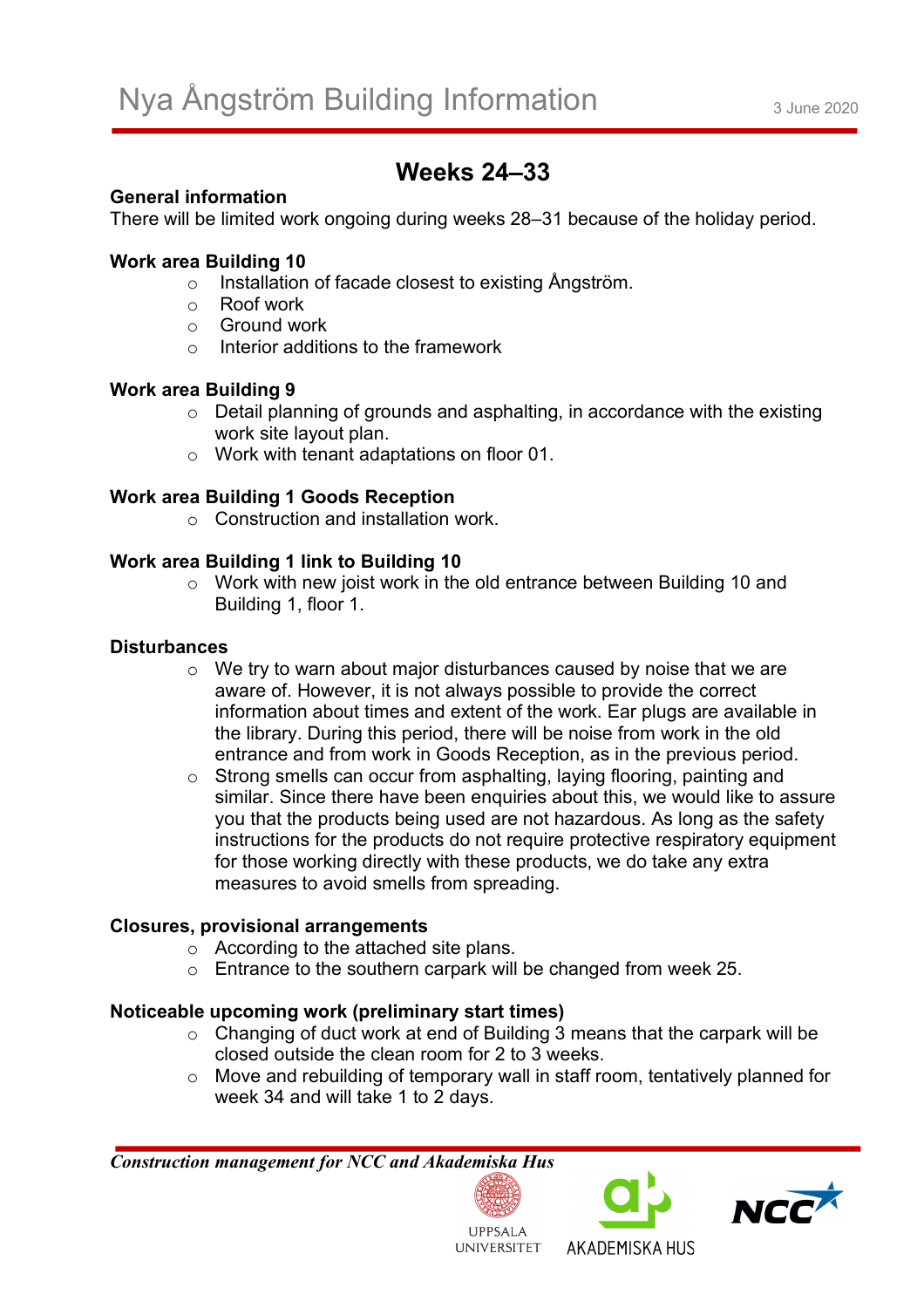# Nya Ångström Building Information

3 June 2020

## Weeks 24–33

**General information**

There will be limited work ongoing during weeks 28–31 because of the holiday period.

**Work area Building 10**

- Installation of facade closest to existing Ångström.
- Roof work
- Ground work
- Interior additions to the framework

**Work area Building 9**

- Detail planning of grounds and asphalting, in accordance with the existing work site layout plan.
- Work with tenant adaptations on floor 01.

**Work area Building 1 Goods Reception**

- Construction and installation work.

**Work area Building 1 link to Building 10**

- Work with new joist work in the old entrance between Building 10 and Building 1, floor 1.

**Disturbances**

- We try to warn about major disturbances caused by noise that we are aware of. However, it is not always possible to provide the correct information about times and extent of the work. Ear plugs are available in the library. During this period, there will be noise from work in the old entrance and from work in Goods Reception, as in the previous period.
- Strong smells can occur from asphalting, laying flooring, painting and similar. Since there have been enquiries about this, we would like to assure you that the products being used are not hazardous. As long as the safety instructions for the products do not require protective respiratory equipment for those working directly with these products, we do take any extra measures to avoid smells from spreading.

**Closures, provisional arrangements**

- According to the attached site plans.
- Entrance to the southern carpark will be changed from week 25.

**Noticeable upcoming work (preliminary start times)**

- Changing of duct work at end of Building 3 means that the carpark will be closed outside the clean room for 2 to 3 weeks.
- Move and rebuilding of temporary wall in staff room, tentatively planned for week 34 and will take 1 to 2 days.

***Construction management for NCC and Akademiska Hus***

UPPSALA UNIVERSITET AKADEMISKA HUS NCC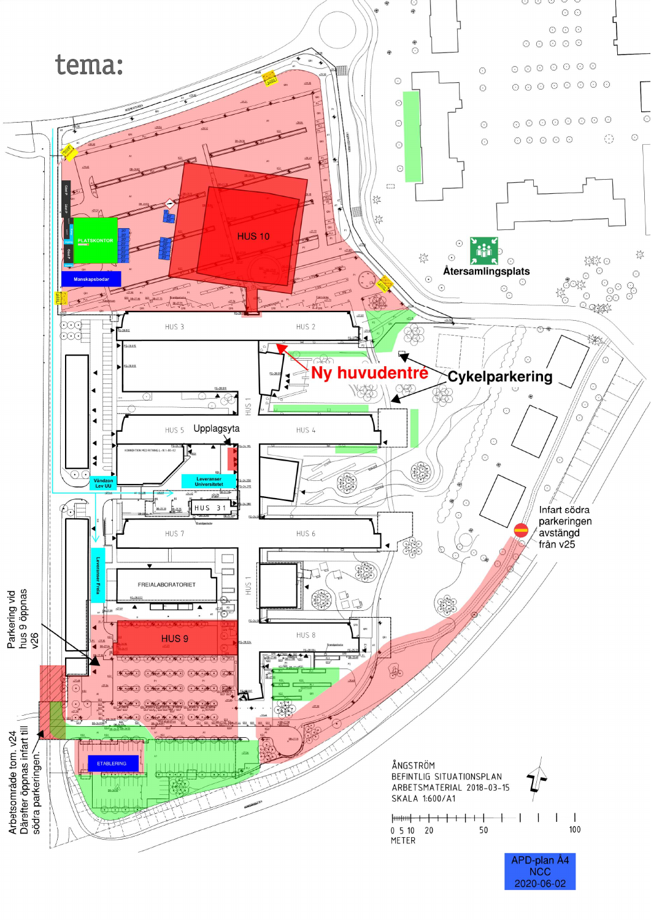tema:

HUS 10

PLATSKONTOR

Manskapsbodar

Återsamlingsplats

HUS 3

HUS 2

Ny huvudentré

Cykelparkering

HUS 1

HUS 5

Upplagsyta

HUS 4

Vändzon Lev UU

Leveranser Universitetet

HUS 31

HUS 7

HUS 6

Leveranser Freia

FREIALABORATORIET

HUS 1

Infart södra parkeringen avstängd från v25

HUS 9

HUS 8

Parkering vid hus 9 öppnas v26

Arbetsområde tom. v24 Därefter öppnas infart till södra parkeringen.

ETABLERING

ÅNGSTRÖM
BEFINTLIG SITUATIONSPLAN
ARBETSMATERIAL 2018-03-15
SKALA 1:600/A1

0 5 10 20 50 100
METER

APD-plan A4
NCC
2020-06-02